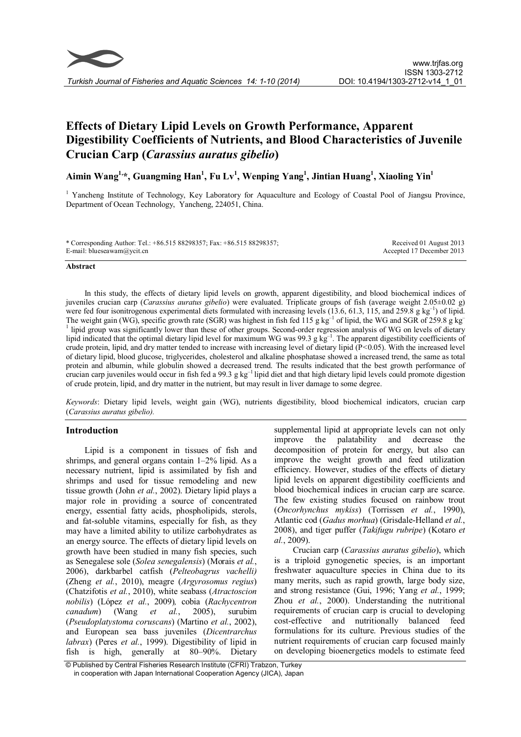# Effects of Dietary Lipid Levels on Growth Performance, Apparent Digestibility Coefficients of Nutrients, and Blood Characteristics of Juvenile Crucian Carp (*Carassius auratus gibelio*)

**Aimin Wang[1,*], Guangming Han[1], Fu Lv[1], Wenping Yang[1], Jintian Huang[1], Xiaoling Yin[1]**

[1] Yancheng Institute of Technology, Key Laboratory for Aquaculture and Ecology of Coastal Pool of Jiangsu Province, Department of Ocean Technology, Yancheng, 224051, China.

\* Corresponding Author: Tel.: +86.515 88298357; Fax: +86.515 88298357; E-mail: blueseawam@ycit.cn

Received 01 August 2013
Accepted 17 December 2013

### Abstract

In this study, the effects of dietary lipid levels on growth, apparent digestibility, and blood biochemical indices of juveniles crucian carp (*Carassius auratus gibelio*) were evaluated. Triplicate groups of fish (average weight 2.05±0.02 g) were fed four isonitrogenous experimental diets formulated with increasing levels (13.6, 61.3, 115, and 259.8 g kg$^{-1}$) of lipid. The weight gain (WG), specific growth rate (SGR) was highest in fish fed 115 g kg$^{-1}$ of lipid, the WG and SGR of 259.8 g kg$^{-1}$ lipid group was significantly lower than these of other groups. Second-order regression analysis of WG on levels of dietary lipid indicated that the optimal dietary lipid level for maximum WG was 99.3 g kg$^{-1}$. The apparent digestibility coefficients of crude protein, lipid, and dry matter tended to increase with increasing level of dietary lipid ($P<0.05$). With the increased level of dietary lipid, blood glucose, triglycerides, cholesterol and alkaline phosphatase showed a increased trend, the same as total protein and albumin, while globulin showed a decreased trend. The results indicated that the best growth performance of crucian carp juveniles would occur in fish fed a 99.3 g kg$^{-1}$ lipid diet and that high dietary lipid levels could promote digestion of crude protein, lipid, and dry matter in the nutrient, but may result in liver damage to some degree.

*Keywords*: Dietary lipid levels, weight gain (WG), nutrients digestibility, blood biochemical indicators, crucian carp (*Carassius auratus gibelio).*

## Introduction

Lipid is a component in tissues of fish and shrimps, and general organs contain 1–2% lipid. As a necessary nutrient, lipid is assimilated by fish and shrimps and used for tissue remodeling and new tissue growth (John *et al.*, 2002). Dietary lipid plays a major role in providing a source of concentrated energy, essential fatty acids, phospholipids, sterols, and fat-soluble vitamins, especially for fish, as they may have a limited ability to utilize carbohydrates as an energy source. The effects of dietary lipid levels on growth have been studied in many fish species, such as Senegalese sole (*Solea senegalensis*) (Morais *et al.*, 2006), darkbarbel catfish (*Pelteobagrus vachelli)* (Zheng *et al.*, 2010), meagre (*Argyrosomus regius*) (Chatzifotis *et al.*, 2010), white seabass (*Atractoscion nobilis*) (López *et al.*, 2009)*,* cobia (*Rachycentron canadum*) (Wang *et al.*, 2005), surubim (*Pseudoplatystoma coruscans*) (Martino *et al.*, 2002), and European sea bass juveniles (*Dicentrarchus labrax*) (Peres *et al.*, 1999). Digestibility of lipid in fish is high, generally at 80–90%. Dietary supplemental lipid at appropriate levels can not only improve the palatability and decrease the decomposition of protein for energy, but also can improve the weight growth and feed utilization efficiency. However, studies of the effects of dietary lipid levels on apparent digestibility coefficients and blood biochemical indices in crucian carp are scarce. The few existing studies focused on rainbow trout (*Oncorhynchus mykiss*) (Torrissen *et al.*, 1990), Atlantic cod (*Gadus morhua*) (Grisdale-Helland *et al.*, 2008), and tiger puffer (*Takifugu rubripe*) (Kotaro *et al.*, 2009).

Crucian carp (*Carassius auratus gibelio*), which is a triploid gynogenetic species, is an important freshwater aquaculture species in China due to its many merits, such as rapid growth, large body size, and strong resistance (Gui, 1996; Yang *et al.*, 1999; Zhou *et al.*, 2000). Understanding the nutritional requirements of crucian carp is crucial to developing cost-effective and nutritionally balanced feed formulations for its culture. Previous studies of the nutrient requirements of crucian carp focused mainly on developing bioenergetics models to estimate feed

© Published by Central Fisheries Research Institute (CFRI) Trabzon, Turkey in cooperation with Japan International Cooperation Agency (JICA), Japan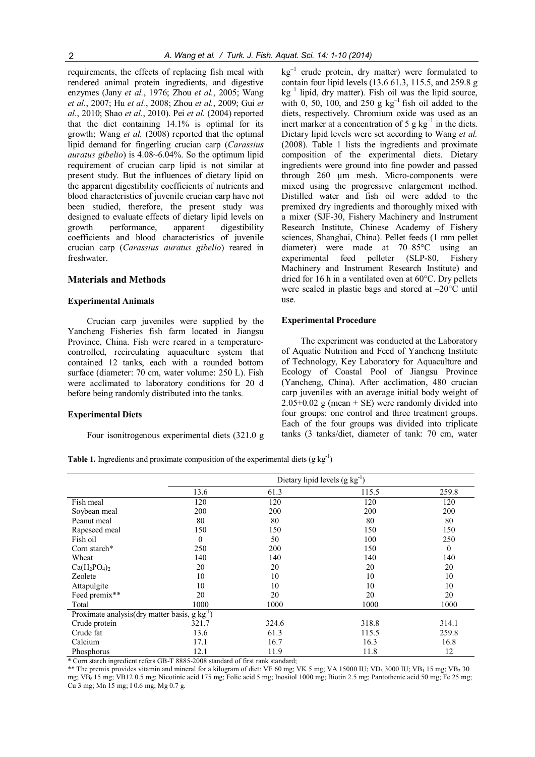requirements, the effects of replacing fish meal with rendered animal protein ingredients, and digestive enzymes (Jany *et al.*, 1976; Zhou *et al.*, 2005; Wang *et al.*, 2007; Hu *et al.*, 2008; Zhou *et al.*, 2009; Gui *et al.*, 2010; Shao *et al.*, 2010). Pei *et al.* (2004) reported that the diet containing 14.1% is optimal for its growth; Wang *et al.* (2008) reported that the optimal lipid demand for fingerling crucian carp (*Carassius auratus gibelio*) is 4.08~6.04%. So the optimum lipid requirement of crucian carp lipid is not similar at present study. But the influences of dietary lipid on the apparent digestibility coefficients of nutrients and blood characteristics of juvenile crucian carp have not been studied, therefore, the present study was designed to evaluate effects of dietary lipid levels on growth performance, apparent digestibility coefficients and blood characteristics of juvenile crucian carp (*Carassius auratus gibelio*) reared in freshwater.

## Materials and Methods

### Experimental Animals

Crucian carp juveniles were supplied by the Yancheng Fisheries fish farm located in Jiangsu Province, China. Fish were reared in a temperature-controlled, recirculating aquaculture system that contained 12 tanks, each with a rounded bottom surface (diameter: 70 cm, water volume: 250 L). Fish were acclimated to laboratory conditions for 20 d before being randomly distributed into the tanks.

### Experimental Diets

Four isonitrogenous experimental diets (321.0 g $kg^{-1}$ crude protein, dry matter) were formulated to contain four lipid levels (13.6 61.3, 115.5, and 259.8 g $kg^{-1}$ lipid, dry matter). Fish oil was the lipid source, with 0, 50, 100, and 250 g $kg^{-1}$ fish oil added to the diets, respectively. Chromium oxide was used as an inert marker at a concentration of 5 g $kg^{-1}$ in the diets. Dietary lipid levels were set according to Wang *et al.* (2008). Table 1 lists the ingredients and proximate composition of the experimental diets. Dietary ingredients were ground into fine powder and passed through 260 µm mesh. Micro-components were mixed using the progressive enlargement method. Distilled water and fish oil were added to the premixed dry ingredients and thoroughly mixed with a mixer (SJF-30, Fishery Machinery and Instrument Research Institute, Chinese Academy of Fishery sciences, Shanghai, China). Pellet feeds (1 mm pellet diameter) were made at 70–85°C using an experimental feed pelleter (SLP-80, Fishery Machinery and Instrument Research Institute) and dried for 16 h in a ventilated oven at 60°C. Dry pellets were sealed in plastic bags and stored at –20°C until use.

### Experimental Procedure

The experiment was conducted at the Laboratory of Aquatic Nutrition and Feed of Yancheng Institute of Technology, Key Laboratory for Aquaculture and Ecology of Coastal Pool of Jiangsu Province (Yancheng, China). After acclimation, 480 crucian carp juveniles with an average initial body weight of 2.05±0.02 g (mean ± SE) were randomly divided into four groups: one control and three treatment groups. Each of the four groups was divided into triplicate tanks (3 tanks/diet, diameter of tank: 70 cm, water

**Table 1.** Ingredients and proximate composition of the experimental diets (g $kg^{-1}$)

| | Dietary lipid levels (g $kg^{-1}$) | | | |
|---|---|---|---|---|
| | 13.6 | 61.3 | 115.5 | 259.8 |
| Fish meal | 120 | 120 | 120 | 120 |
| Soybean meal | 200 | 200 | 200 | 200 |
| Peanut meal | 80 | 80 | 80 | 80 |
| Rapeseed meal | 150 | 150 | 150 | 150 |
| Fish oil | 0 | 50 | 100 | 250 |
| Corn starch* | 250 | 200 | 150 | 0 |
| Wheat | 140 | 140 | 140 | 140 |
| $Ca(H_2PO_4)_2$ | 20 | 20 | 20 | 20 |
| Zeolete | 10 | 10 | 10 | 10 |
| Attapulgite | 10 | 10 | 10 | 10 |
| Feed premix** | 20 | 20 | 20 | 20 |
| Total | 1000 | 1000 | 1000 | 1000 |
| Proximate analysis(dry matter basis, g $kg^{-1}$) | | | | |
| Crude protein | 321.7 | 324.6 | 318.8 | 314.1 |
| Crude fat | 13.6 | 61.3 | 115.5 | 259.8 |
| Calcium | 17.1 | 16.7 | 16.3 | 16.8 |
| Phosphorus | 12.1 | 11.9 | 11.8 | 12 |

\* Corn starch ingredient refers GB-T 8885-2008 standard of first rank standard;

\*\* The premix provides vitamin and mineral for a kilogram of diet: VE 60 mg; VK 5 mg; VA 15000 IU; $VD_3$ 3000 IU; $VB_1$ 15 mg; $VB_2$ 30 mg; $VB_6$ 15 mg; VB12 0.5 mg; Nicotinic acid 175 mg; Folic acid 5 mg; Inositol 1000 mg; Biotin 2.5 mg; Pantothenic acid 50 mg; Fe 25 mg; Cu 3 mg; Mn 15 mg; I 0.6 mg; Mg 0.7 g.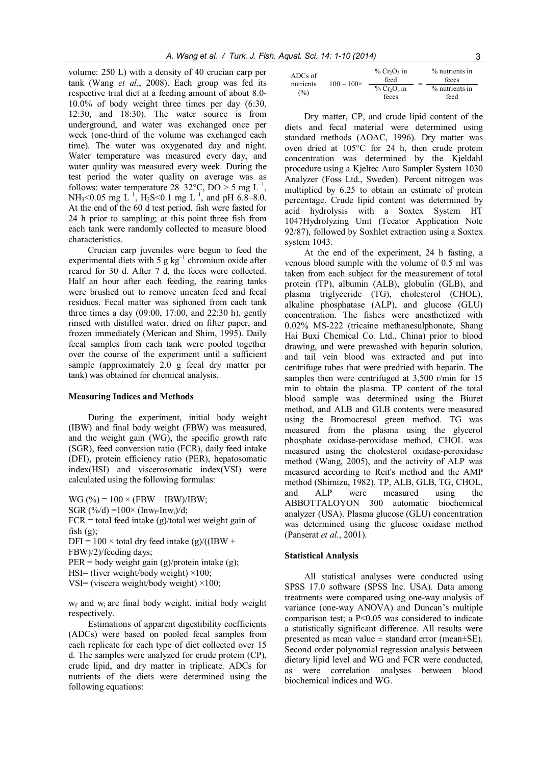volume: 250 L) with a density of 40 crucian carp per tank (Wang *et al.*, 2008). Each group was fed its respective trial diet at a feeding amount of about 8.0-10.0% of body weight three times per day (6:30, 12:30, and 18:30). The water source is from underground, and water was exchanged once per week (one-third of the volume was exchanged each time). The water was oxygenated day and night. Water temperature was measured every day, and water quality was measured every week. During the test period the water quality on average was as follows: water temperature 28–32°C, DO > 5 mg $L^{-1}$, $NH_3$<0.05 mg $L^{-1}$, $H_2S$<0.1 mg $L^{-1}$, and pH 6.8–8.0. At the end of the 60 d test period, fish were fasted for 24 h prior to sampling; at this point three fish from each tank were randomly collected to measure blood characteristics.

Crucian carp juveniles were begun to feed the experimental diets with 5 g $kg^{-1}$ chromium oxide after reared for 30 d. After 7 d, the feces were collected. Half an hour after each feeding, the rearing tanks were brushed out to remove uneaten feed and fecal residues. Fecal matter was siphoned from each tank three times a day (09:00, 17:00, and 22:30 h), gently rinsed with distilled water, dried on filter paper, and frozen immediately (Merican and Shim, 1995). Daily fecal samples from each tank were pooled together over the course of the experiment until a sufficient sample (approximately 2.0 g fecal dry matter per tank) was obtained for chemical analysis.

### Measuring Indices and Methods

During the experiment, initial body weight (IBW) and final body weight (FBW) was measured, and the weight gain (WG), the specific growth rate (SGR), feed conversion ratio (FCR), daily feed intake (DFI), protein efficiency ratio (PER), hepatosomatic index(HSI) and viscerosomatic index(VSI) were calculated using the following formulas:

WG (%) = 100 × (FBW – IBW)/IBW;
SGR (%/d) =100× ($\ln w_f$-$\ln w_i$)/d;
FCR = total feed intake (g)/total wet weight gain of fish (g);
DFI = 100 × total dry feed intake (g)/((IBW + FBW)/2)/feeding days;
PER = body weight gain (g)/protein intake (g);
HSI= (liver weight/body weight) ×100;
VSI= (viscera weight/body weight) ×100;

$w_f$ and $w_i$ are final body weight, initial body weight respectively.

Estimations of apparent digestibility coefficients (ADCs) were based on pooled fecal samples from each replicate for each type of diet collected over 15 d. The samples were analyzed for crude protein (CP), crude lipid, and dry matter in triplicate. ADCs for nutrients of the diets were determined using the following equations:

$$\text{ADCs of nutrients (\%)} \quad 100 - 100\times \frac{\%\ Cr_2O_3 \text{ in feed}}{\%\ Cr_2O_3 \text{ in feces}} = \frac{\%\ \text{nutrients in feces}}{\%\ \text{nutrients in feed}}$$

Dry matter, CP, and crude lipid content of the diets and fecal material were determined using standard methods (AOAC, 1996). Dry matter was oven dried at 105°C for 24 h, then crude protein concentration was determined by the Kjeldahl procedure using a Kjeltec Auto Sampler System 1030 Analyzer (Foss Ltd., Sweden). Percent nitrogen was multiplied by 6.25 to obtain an estimate of protein percentage. Crude lipid content was determined by acid hydrolysis with a Soxtex System HT 1047Hydrolyzing Unit (Tecator Application Note 92/87), followed by Soxhlet extraction using a Soxtex system 1043.

At the end of the experiment, 24 h fasting, a venous blood sample with the volume of 0.5 ml was taken from each subject for the measurement of total protein (TP), albumin (ALB), globulin (GLB), and plasma triglyceride (TG), cholesterol (CHOL), alkaline phosphatase (ALP), and glucose (GLU) concentration. The fishes were anesthetized with 0.02% MS-222 (tricaine methanesulphonate, Shang Hai Buxi Chemical Co. Ltd., China) prior to blood drawing, and were prewashed with heparin solution, and tail vein blood was extracted and put into centrifuge tubes that were predried with heparin. The samples then were centrifuged at 3,500 r/min for 15 min to obtain the plasma. TP content of the total blood sample was determined using the Biuret method, and ALB and GLB contents were measured using the Bromocresol green method. TG was measured from the plasma using the glycerol phosphate oxidase-peroxidase method, CHOL was measured using the cholesterol oxidase-peroxidase method (Wang, 2005), and the activity of ALP was measured according to Reit's method and the AMP method (Shimizu, 1982). TP, ALB, GLB, TG, CHOL, and ALP were measured using the ABBOTTALOYON 300 automatic biochemical analyzer (USA). Plasma glucose (GLU) concentration was determined using the glucose oxidase method (Panserat *et al.*, 2001).

### Statistical Analysis

All statistical analyses were conducted using SPSS 17.0 software (SPSS Inc. USA). Data among treatments were compared using one-way analysis of variance (one-way ANOVA) and Duncan's multiple comparison test; a $P<0.05$ was considered to indicate a statistically significant difference. All results were presented as mean value ± standard error (mean±SE). Second order polynomial regression analysis between dietary lipid level and WG and FCR were conducted, as were correlation analyses between blood biochemical indices and WG.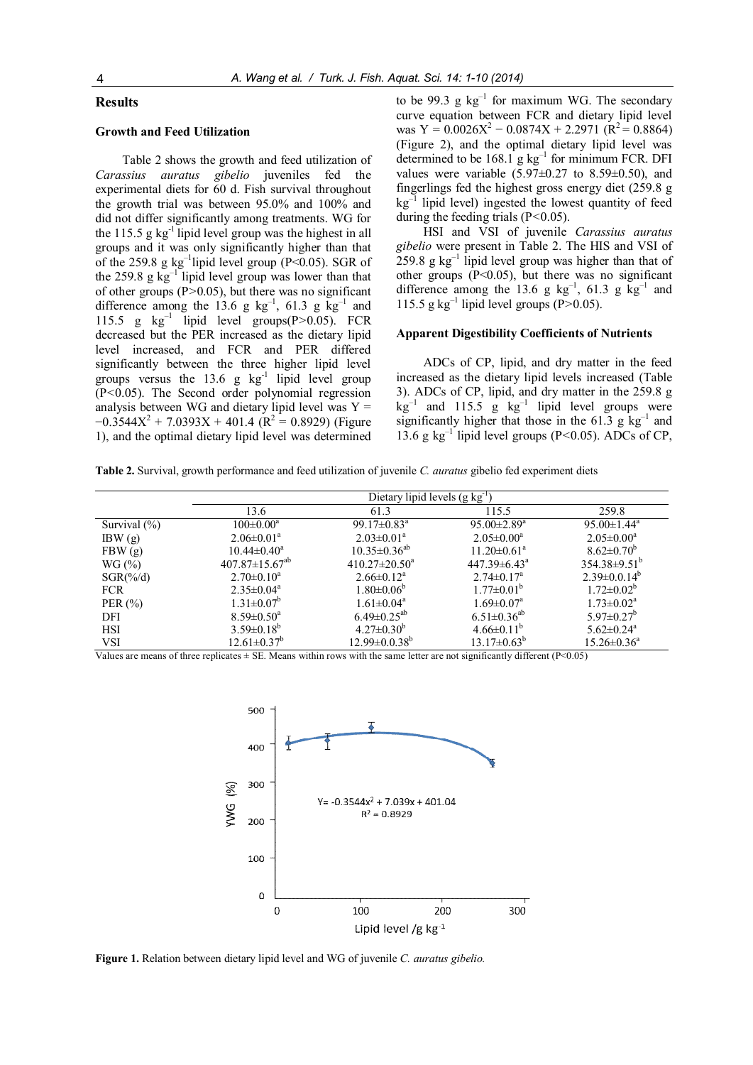## Results

### Growth and Feed Utilization

Table 2 shows the growth and feed utilization of *Carassius auratus gibelio* juveniles fed the experimental diets for 60 d. Fish survival throughout the growth trial was between 95.0% and 100% and did not differ significantly among treatments. WG for the 115.5 g $kg^{-1}$ lipid level group was the highest in all groups and it was only significantly higher than that of the 259.8 g $kg^{-1}$lipid level group (P<0.05). SGR of the 259.8 g $kg^{-1}$ lipid level group was lower than that of other groups (P>0.05), but there was no significant difference among the 13.6 g $kg^{-1}$, 61.3 g $kg^{-1}$ and 115.5 g $kg^{-1}$ lipid level groups(P>0.05). FCR decreased but the PER increased as the dietary lipid level increased, and FCR and PER differed significantly between the three higher lipid level groups versus the 13.6 g $kg^{-1}$ lipid level group (P<0.05). The Second order polynomial regression analysis between WG and dietary lipid level was $Y = -0.3544X^2 + 7.0393X + 401.4$ ($R^2 = 0.8929$) (Figure 1), and the optimal dietary lipid level was determined to be 99.3 g $kg^{-1}$ for maximum WG. The secondary curve equation between FCR and dietary lipid level was $Y = 0.0026X^2 - 0.0874X + 2.2971$ ($R^2 = 0.8864$) (Figure 2), and the optimal dietary lipid level was determined to be 168.1 g $kg^{-1}$ for minimum FCR. DFI values were variable (5.97±0.27 to 8.59±0.50), and fingerlings fed the highest gross energy diet (259.8 g $kg^{-1}$ lipid level) ingested the lowest quantity of feed during the feeding trials (P<0.05).

HSI and VSI of juvenile *Carassius auratus gibelio* were present in Table 2. The HIS and VSI of 259.8 g $kg^{-1}$ lipid level group was higher than that of other groups (P<0.05), but there was no significant difference among the 13.6 g $kg^{-1}$, 61.3 g $kg^{-1}$ and 115.5 g $kg^{-1}$ lipid level groups (P>0.05).

### Apparent Digestibility Coefficients of Nutrients

ADCs of CP, lipid, and dry matter in the feed increased as the dietary lipid levels increased (Table 3). ADCs of CP, lipid, and dry matter in the 259.8 g $kg^{-1}$ and 115.5 g $kg^{-1}$ lipid level groups were significantly higher that those in the 61.3 g $kg^{-1}$ and 13.6 g $kg^{-1}$ lipid level groups (P<0.05). ADCs of CP,

**Table 2.** Survival, growth performance and feed utilization of juvenile *C. auratus* gibelio fed experiment diets

| | Dietary lipid levels (g $kg^{-1}$) | | | |
|---|---|---|---|---|
| | 13.6 | 61.3 | 115.5 | 259.8 |
| Survival (%) | 100±0.00[a] | 99.17±0.83[a] | 95.00±2.89[a] | 95.00±1.44[a] |
| IBW (g) | 2.06±0.01[a] | 2.03±0.01[a] | 2.05±0.00[a] | 2.05±0.00[a] |
| FBW (g) | 10.44±0.40[a] | 10.35±0.36[ab] | 11.20±0.61[a] | 8.62±0.70[b] |
| WG (%) | 407.87±15.67[ab] | 410.27±20.50[a] | 447.39±6.43[a] | 354.38±9.51[b] |
| SGR(%/d) | 2.70±0.10[a] | 2.66±0.12[a] | 2.74±0.17[a] | 2.39±0.0.14[b] |
| FCR | 2.35±0.04[a] | 1.80±0.06[b] | 1.77±0.01[b] | 1.72±0.02[b] |
| PER (%) | 1.31±0.07[b] | 1.61±0.04[a] | 1.69±0.07[a] | 1.73±0.02[a] |
| DFI | 8.59±0.50[a] | 6.49±0.25[ab] | 6.51±0.36[ab] | 5.97±0.27[b] |
| HSI | 3.59±0.18[b] | 4.27±0.30[b] | 4.66±0.11[b] | 5.62±0.24[a] |
| VSI | 12.61±0.37[b] | 12.99±0.0.38[b] | 13.17±0.63[b] | 15.26±0.36[a] |

Values are means of three replicates ± SE. Means within rows with the same letter are not significantly different (P<0.05)

**Figure 1.** Relation between dietary lipid level and WG of juvenile *C. auratus gibelio.*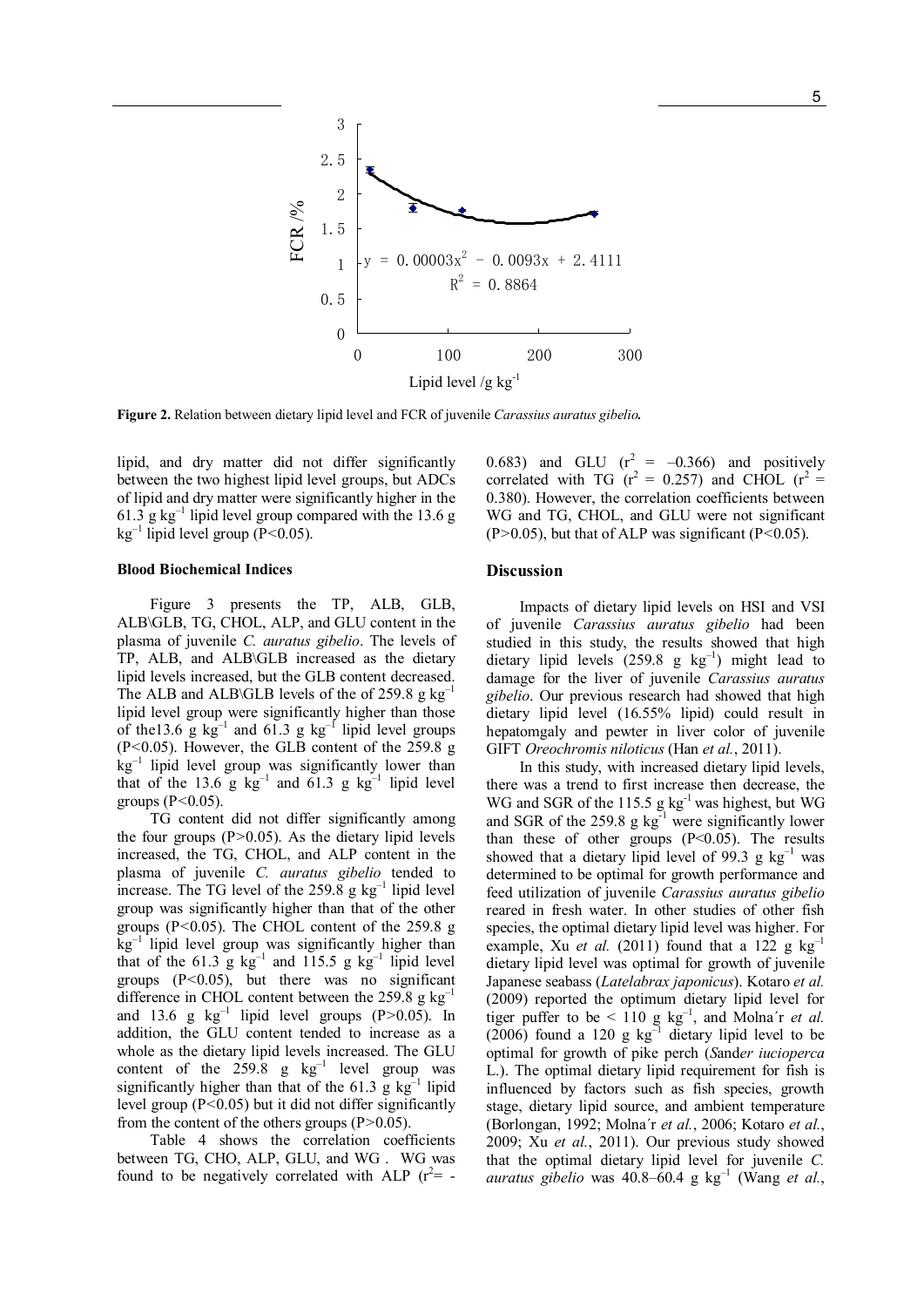**Figure 2.** Relation between dietary lipid level and FCR of juvenile *Carassius auratus gibelio.*

lipid, and dry matter did not differ significantly between the two highest lipid level groups, but ADCs of lipid and dry matter were significantly higher in the 61.3 g kg$^{-1}$ lipid level group compared with the 13.6 g kg$^{-1}$ lipid level group ($P<0.05$).

### Blood Biochemical Indices

Figure 3 presents the TP, ALB, GLB, ALB\GLB, TG, CHOL, ALP, and GLU content in the plasma of juvenile *C. auratus gibelio*. The levels of TP, ALB, and ALB\GLB increased as the dietary lipid levels increased, but the GLB content decreased. The ALB and ALB\GLB levels of the of 259.8 g kg$^{-1}$ lipid level group were significantly higher than those of the13.6 g kg$^{-1}$ and 61.3 g kg$^{-1}$ lipid level groups ($P<0.05$). However, the GLB content of the 259.8 g kg$^{-1}$ lipid level group was significantly lower than that of the 13.6 g kg$^{-1}$ and 61.3 g kg$^{-1}$ lipid level groups ($P<0.05$).

TG content did not differ significantly among the four groups ($P>0.05$). As the dietary lipid levels increased, the TG, CHOL, and ALP content in the plasma of juvenile *C. auratus gibelio* tended to increase. The TG level of the 259.8 g kg$^{-1}$ lipid level group was significantly higher than that of the other groups ($P<0.05$). The CHOL content of the 259.8 g kg$^{-1}$ lipid level group was significantly higher than that of the 61.3 g kg$^{-1}$ and 115.5 g kg$^{-1}$ lipid level groups ($P<0.05$), but there was no significant difference in CHOL content between the 259.8 g kg$^{-1}$ and 13.6 g kg$^{-1}$ lipid level groups ($P>0.05$). In addition, the GLU content tended to increase as a whole as the dietary lipid levels increased. The GLU content of the 259.8 g kg$^{-1}$ level group was significantly higher than that of the 61.3 g kg$^{-1}$ lipid level group ($P<0.05$) but it did not differ significantly from the content of the others groups ($P>0.05$).

Table 4 shows the correlation coefficients between TG, CHO, ALP, GLU, and WG . WG was found to be negatively correlated with ALP ($r^2$= -0.683) and GLU ($r^2$ = –0.366) and positively correlated with TG ($r^2$ = 0.257) and CHOL ($r^2$ = 0.380). However, the correlation coefficients between WG and TG, CHOL, and GLU were not significant ($P>0.05$), but that of ALP was significant ($P<0.05$).

### Discussion

Impacts of dietary lipid levels on HSI and VSI of juvenile *Carassius auratus gibelio* had been studied in this study, the results showed that high dietary lipid levels (259.8 g kg$^{-1}$) might lead to damage for the liver of juvenile *Carassius auratus gibelio*. Our previous research had showed that high dietary lipid level (16.55% lipid) could result in hepatomgaly and pewter in liver color of juvenile GIFT *Oreochromis niloticus* (Han *et al.*, 2011).

In this study, with increased dietary lipid levels, there was a trend to first increase then decrease, the WG and SGR of the 115.5 g kg$^{-1}$ was highest, but WG and SGR of the 259.8 g kg$^{-1}$ were significantly lower than these of other groups ($P<0.05$). The results showed that a dietary lipid level of 99.3 g kg$^{-1}$ was determined to be optimal for growth performance and feed utilization of juvenile *Carassius auratus gibelio* reared in fresh water. In other studies of other fish species, the optimal dietary lipid level was higher. For example, Xu *et al.* (2011) found that a 122 g kg$^{-1}$ dietary lipid level was optimal for growth of juvenile Japanese seabass (*Latelabrax japonicus*). Kotaro *et al.* (2009) reported the optimum dietary lipid level for tiger puffer to be < 110 g kg$^{-1}$, and Molna´r *et al.* (2006) found a 120 g kg$^{-1}$ dietary lipid level to be optimal for growth of pike perch (*Sander iucioperca* L.). The optimal dietary lipid requirement for fish is influenced by factors such as fish species, growth stage, dietary lipid source, and ambient temperature (Borlongan, 1992; Molna´r *et al.*, 2006; Kotaro *et al.*, 2009; Xu *et al.*, 2011). Our previous study showed that the optimal dietary lipid level for juvenile *C. auratus gibelio* was 40.8–60.4 g kg$^{-1}$ (Wang *et al.*,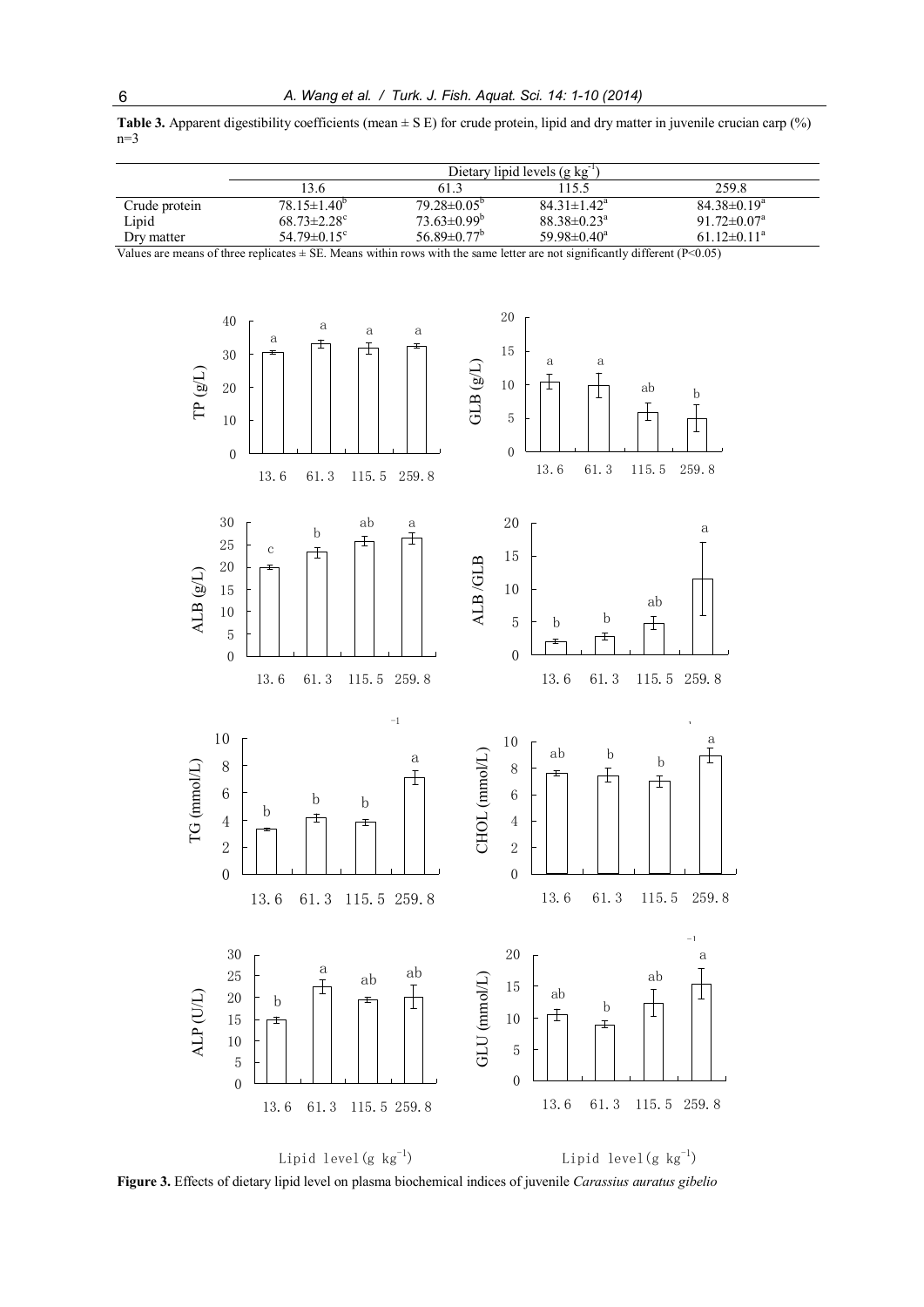**Table 3.** Apparent digestibility coefficients (mean ± S E) for crude protein, lipid and dry matter in juvenile crucian carp (%) n=3

| | Dietary lipid levels (g kg$^{-1}$) | | | |
|---|---|---|---|---|
| | 13.6 | 61.3 | 115.5 | 259.8 |
| Crude protein | 78.15±1.40$^{b}$ | 79.28±0.05$^{b}$ | 84.31±1.42$^{a}$ | 84.38±0.19$^{a}$ |
| Lipid | 68.73±2.28$^{c}$ | 73.63±0.99$^{b}$ | 88.38±0.23$^{a}$ | 91.72±0.07$^{a}$ |
| Dry matter | 54.79±0.15$^{c}$ | 56.89±0.77$^{b}$ | 59.98±0.40$^{a}$ | 61.12±0.11$^{a}$ |

Values are means of three replicates ± SE. Means within rows with the same letter are not significantly different (P<0.05)

**Figure 3.** Effects of dietary lipid level on plasma biochemical indices of juvenile *Carassius auratus gibelio*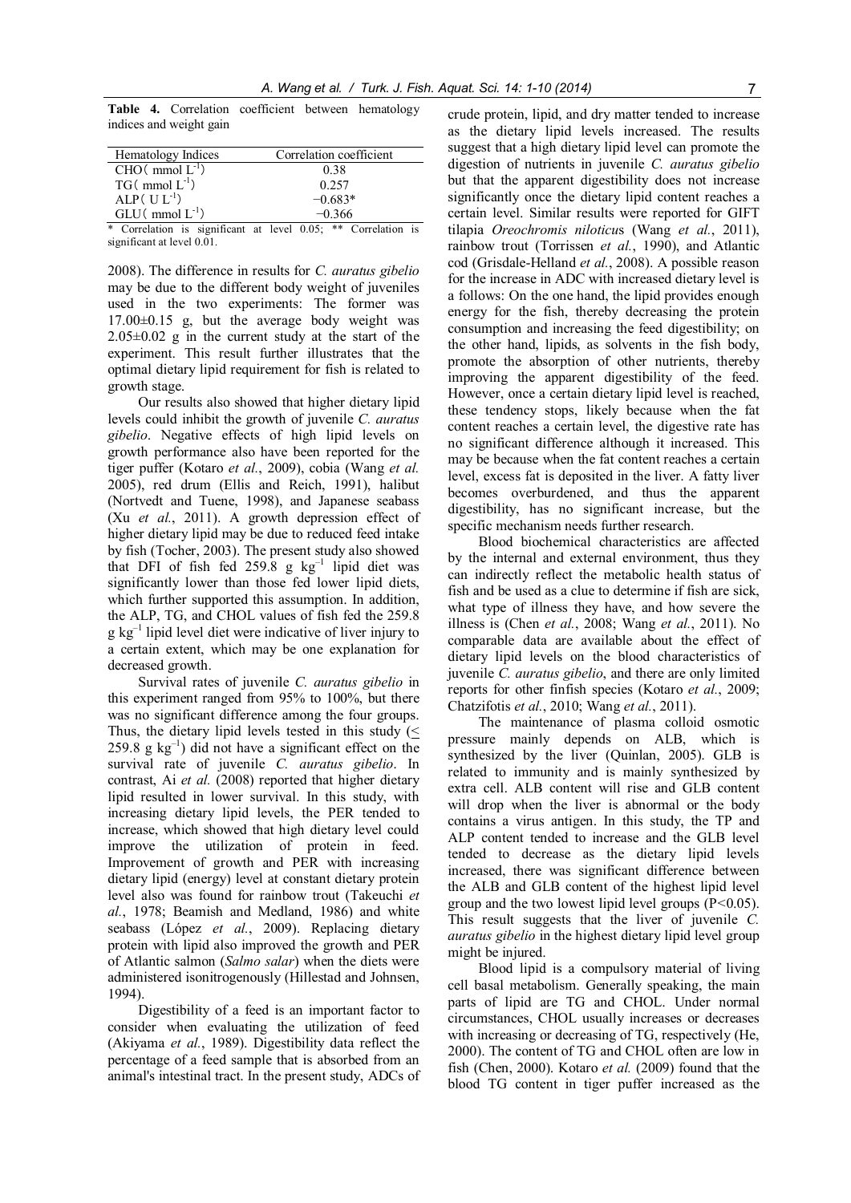**Table 4.** Correlation coefficient between hematology indices and weight gain

| Hematology Indices | Correlation coefficient |
|---|---|
| CHO( mmol $L^{-1}$) | 0.38 |
| TG( mmol $L^{-1}$) | 0.257 |
| ALP( U $L^{-1}$) | −0.683* |
| GLU( mmol $L^{-1}$) | −0.366 |

\* Correlation is significant at level 0.05; ** Correlation is significant at level 0.01.

2008). The difference in results for *C. auratus gibelio* may be due to the different body weight of juveniles used in the two experiments: The former was 17.00±0.15 g, but the average body weight was 2.05±0.02 g in the current study at the start of the experiment. This result further illustrates that the optimal dietary lipid requirement for fish is related to growth stage.

Our results also showed that higher dietary lipid levels could inhibit the growth of juvenile *C. auratus gibelio*. Negative effects of high lipid levels on growth performance also have been reported for the tiger puffer (Kotaro *et al.*, 2009), cobia (Wang *et al.* 2005), red drum (Ellis and Reich, 1991), halibut (Nortvedt and Tuene, 1998), and Japanese seabass (Xu *et al.*, 2011). A growth depression effect of higher dietary lipid may be due to reduced feed intake by fish (Tocher, 2003). The present study also showed that DFI of fish fed 259.8 g $kg^{-1}$ lipid diet was significantly lower than those fed lower lipid diets, which further supported this assumption. In addition, the ALP, TG, and CHOL values of fish fed the 259.8 g $kg^{-1}$ lipid level diet were indicative of liver injury to a certain extent, which may be one explanation for decreased growth.

Survival rates of juvenile *C. auratus gibelio* in this experiment ranged from 95% to 100%, but there was no significant difference among the four groups. Thus, the dietary lipid levels tested in this study (≤ 259.8 g $kg^{-1}$) did not have a significant effect on the survival rate of juvenile *C. auratus gibelio*. In contrast, Ai *et al.* (2008) reported that higher dietary lipid resulted in lower survival. In this study, with increasing dietary lipid levels, the PER tended to increase, which showed that high dietary level could improve the utilization of protein in feed. Improvement of growth and PER with increasing dietary lipid (energy) level at constant dietary protein level also was found for rainbow trout (Takeuchi *et al.*, 1978; Beamish and Medland, 1986) and white seabass (López *et al.*, 2009). Replacing dietary protein with lipid also improved the growth and PER of Atlantic salmon (*Salmo salar*) when the diets were administered isonitrogenously (Hillestad and Johnsen, 1994).

Digestibility of a feed is an important factor to consider when evaluating the utilization of feed (Akiyama *et al.*, 1989). Digestibility data reflect the percentage of a feed sample that is absorbed from an animal's intestinal tract. In the present study, ADCs of crude protein, lipid, and dry matter tended to increase as the dietary lipid levels increased. The results suggest that a high dietary lipid level can promote the digestion of nutrients in juvenile *C. auratus gibelio* but that the apparent digestibility does not increase significantly once the dietary lipid content reaches a certain level. Similar results were reported for GIFT tilapia *Oreochromis niloticu*s (Wang *et al.*, 2011), rainbow trout (Torrissen *et al.*, 1990), and Atlantic cod (Grisdale-Helland *et al.*, 2008). A possible reason for the increase in ADC with increased dietary level is a follows: On the one hand, the lipid provides enough energy for the fish, thereby decreasing the protein consumption and increasing the feed digestibility; on the other hand, lipids, as solvents in the fish body, promote the absorption of other nutrients, thereby improving the apparent digestibility of the feed. However, once a certain dietary lipid level is reached, these tendency stops, likely because when the fat content reaches a certain level, the digestive rate has no significant difference although it increased. This may be because when the fat content reaches a certain level, excess fat is deposited in the liver. A fatty liver becomes overburdened, and thus the apparent digestibility, has no significant increase, but the specific mechanism needs further research.

Blood biochemical characteristics are affected by the internal and external environment, thus they can indirectly reflect the metabolic health status of fish and be used as a clue to determine if fish are sick, what type of illness they have, and how severe the illness is (Chen *et al.*, 2008; Wang *et al.*, 2011). No comparable data are available about the effect of dietary lipid levels on the blood characteristics of juvenile *C. auratus gibelio*, and there are only limited reports for other finfish species (Kotaro *et al.*, 2009; Chatzifotis *et al.*, 2010; Wang *et al.*, 2011).

The maintenance of plasma colloid osmotic pressure mainly depends on ALB, which is synthesized by the liver (Quinlan, 2005). GLB is related to immunity and is mainly synthesized by extra cell. ALB content will rise and GLB content will drop when the liver is abnormal or the body contains a virus antigen. In this study, the TP and ALP content tended to increase and the GLB level tended to decrease as the dietary lipid levels increased, there was significant difference between the ALB and GLB content of the highest lipid level group and the two lowest lipid level groups ($P<0.05$). This result suggests that the liver of juvenile *C. auratus gibelio* in the highest dietary lipid level group might be injured.

Blood lipid is a compulsory material of living cell basal metabolism. Generally speaking, the main parts of lipid are TG and CHOL. Under normal circumstances, CHOL usually increases or decreases with increasing or decreasing of TG, respectively (He, 2000). The content of TG and CHOL often are low in fish (Chen, 2000). Kotaro *et al.* (2009) found that the blood TG content in tiger puffer increased as the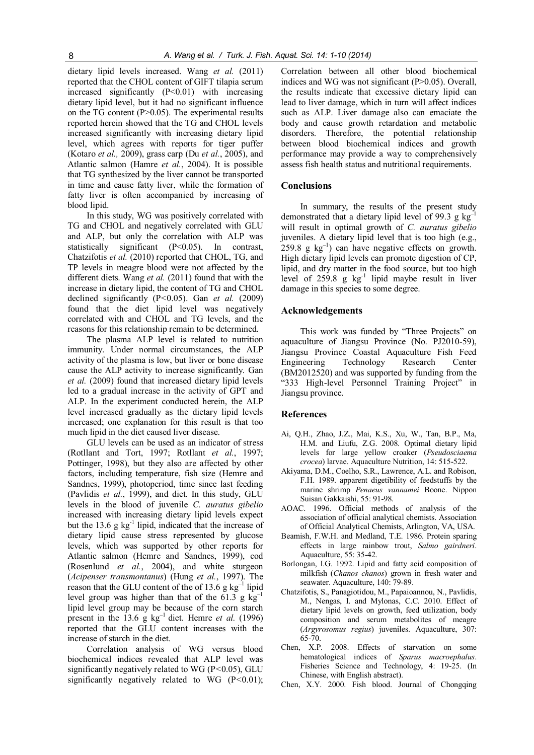dietary lipid levels increased. Wang *et al.* (2011) reported that the CHOL content of GIFT tilapia serum increased significantly ($P<0.01$) with increasing dietary lipid level, but it had no significant influence on the TG content ($P>0.05$). The experimental results reported herein showed that the TG and CHOL levels increased significantly with increasing dietary lipid level, which agrees with reports for tiger puffer (Kotaro *et al.,* 2009), grass carp (Du *et al.*, 2005), and Atlantic salmon (Hamre *et al.*, 2004). It is possible that TG synthesized by the liver cannot be transported in time and cause fatty liver, while the formation of fatty liver is often accompanied by increasing of blood lipid.

In this study, WG was positively correlated with TG and CHOL and negatively correlated with GLU and ALP, but only the correlation with ALP was statistically significant ($P<0.05$). In contrast, Chatzifotis *et al.* (2010) reported that CHOL, TG, and TP levels in meagre blood were not affected by the different diets. Wang *et al.* (2011) found that with the increase in dietary lipid, the content of TG and CHOL declined significantly ($P<0.05$). Gan *et al.* (2009) found that the diet lipid level was negatively correlated with and CHOL and TG levels, and the reasons for this relationship remain to be determined.

The plasma ALP level is related to nutrition immunity. Under normal circumstances, the ALP activity of the plasma is low, but liver or bone disease cause the ALP activity to increase significantly. Gan *et al.* (2009) found that increased dietary lipid levels led to a gradual increase in the activity of GPT and ALP. In the experiment conducted herein, the ALP level increased gradually as the dietary lipid levels increased; one explanation for this result is that too much lipid in the diet caused liver disease.

GLU levels can be used as an indicator of stress (Rotllant and Tort, 1997; Rotllant *et al.*, 1997; Pottinger, 1998), but they also are affected by other factors, including temperature, fish size (Hemre and Sandnes, 1999), photoperiod, time since last feeding (Pavlidis *et al.*, 1999), and diet. In this study, GLU levels in the blood of juvenile *C. auratus gibelio* increased with increasing dietary lipid levels expect but the 13.6 g kg$^{-1}$ lipid, indicated that the increase of dietary lipid cause stress represented by glucose levels, which was supported by other reports for Atlantic salmon (Hemre and Sandnes, 1999), cod (Rosenlund *et al.*, 2004), and white sturgeon (*Acipenser transmontanus*) (Hung *et al.*, 1997). The reason that the GLU content of the of 13.6 g kg$^{-1}$ lipid level group was higher than that of the 61.3 g kg$^{-1}$ lipid level group may be because of the corn starch present in the 13.6 g kg$^{-1}$ diet. Hemre *et al.* (1996) reported that the GLU content increases with the increase of starch in the diet.

Correlation analysis of WG versus blood biochemical indices revealed that ALP level was significantly negatively related to WG ($P<0.05$), GLU significantly negatively related to WG ($P<0.01$); Correlation between all other blood biochemical indices and WG was not significant ($P>0.05$). Overall, the results indicate that excessive dietary lipid can lead to liver damage, which in turn will affect indices such as ALP. Liver damage also can emaciate the body and cause growth retardation and metabolic disorders. Therefore, the potential relationship between blood biochemical indices and growth performance may provide a way to comprehensively assess fish health status and nutritional requirements.

## Conclusions

In summary, the results of the present study demonstrated that a dietary lipid level of 99.3 g kg$^{-1}$ will result in optimal growth of *C. auratus gibelio* juveniles. A dietary lipid level that is too high (e.g., 259.8 g kg$^{-1}$) can have negative effects on growth. High dietary lipid levels can promote digestion of CP, lipid, and dry matter in the food source, but too high level of 259.8 g kg$^{-1}$ lipid maybe result in liver damage in this species to some degree.

## Acknowledgements

This work was funded by "Three Projects" on aquaculture of Jiangsu Province (No. PJ2010-59), Jiangsu Province Coastal Aquaculture Fish Feed Engineering Technology Research Center (BM2012520) and was supported by funding from the "333 High-level Personnel Training Project" in Jiangsu province.

## References

- Ai, Q.H., Zhao, J.Z., Mai, K.S., Xu, W., Tan, B.P., Ma, H.M. and Liufu, Z.G. 2008. Optimal dietary lipid levels for large yellow croaker (*Pseudosciaema crocea*) larvae. Aquaculture Nutrition, 14: 515-522.
- Akiyama, D.M., Coelho, S.R., Lawrence, A.L. and Robison, F.H. 1989. apparent digetibility of feedstuffs by the marine shrimp *Penaeus vannamei* Boone. Nippon Suisan Gakkaishi, 55: 91-98.
- AOAC. 1996. Official methods of analysis of the association of official analytical chemists. Association of Official Analytical Chemists, Arlington, VA, USA.
- Beamish, F.W.H. and Medland, T.E. 1986. Protein sparing effects in large rainbow trout, *Salmo gairdneri*. Aquaculture, 55: 35-42.
- Borlongan, I.G. 1992. Lipid and fatty acid composition of milkfish (*Chanos chanos*) grown in fresh water and seawater. Aquaculture, 140: 79-89.
- Chatzifotis, S., Panagiotidou, M., Papaioannou, N., Pavlidis, M., Nengas, I. and Mylonas, C.C. 2010. Effect of dietary lipid levels on growth, feed utilization, body composition and serum metabolites of meagre (*Argyrosomus regius*) juveniles. Aquaculture, 307: 65-70.
- Chen, X.P. 2008. Effects of starvation on some hematological indices of *Sparus macroephalus*. Fisheries Science and Technology, 4: 19-25. (In Chinese, with English abstract).
- Chen, X.Y. 2000. Fish blood. Journal of Chongqing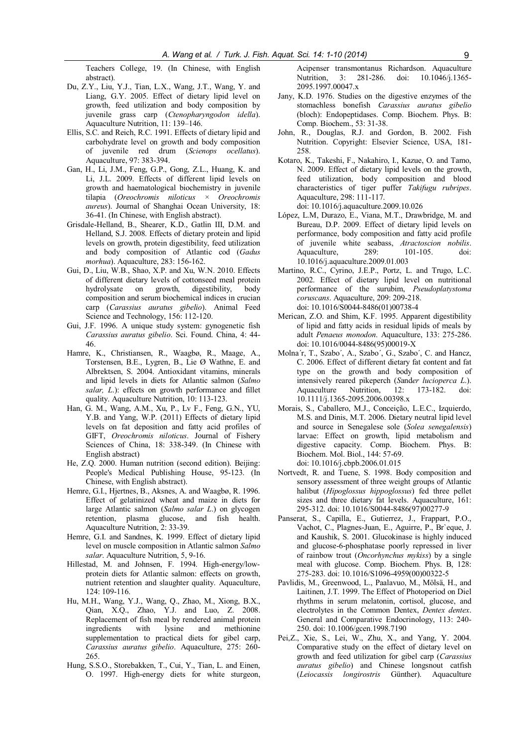Teachers College, 19. (In Chinese, with English abstract).

Du, Z.Y., Liu, Y.J., Tian, L.X., Wang, J.T., Wang, Y. and Liang, G.Y. 2005. Effect of dietary lipid level on growth, feed utilization and body composition by juvenile grass carp (*Ctenopharyngodon idella*). Aquaculture Nutrition, 11: 139–146.

Ellis, S.C. and Reich, R.C. 1991. Effects of dietary lipid and carbohydrate level on growth and body composition of juvenile red drum (*Scienops ocellatus*). Aquaculture, 97: 383-394.

Gan, H., Li, J.M., Feng, G.P., Gong, Z.L., Huang, K. and Li, J.L. 2009. Effects of different lipid levels on growth and haematological biochemistry in juvenile tilapia (*Oreochromis niloticus* × *Oreochromis aureus*). Journal of Shanghai Ocean University, 18: 36-41. (In Chinese, with English abstract).

Grisdale-Helland, B., Shearer, K.D., Gatlin III, D.M. and Helland, S.J. 2008. Effects of dietary protein and lipid levels on growth, protein digestibility, feed utilization and body composition of Atlantic cod (*Gadus morhua*). Aquaculture, 283: 156-162.

Gui, D., Liu, W.B., Shao, X.P. and Xu, W.N. 2010. Effects of different dietary levels of cottonseed meal protein hydrolysate on growth, digestibility, body composition and serum biochemical indices in crucian carp (*Carassius auratus gibelio*). Animal Feed Science and Technology, 156: 112-120.

Gui, J.F. 1996. A unique study system: gynogenetic fish *Carassius auratus gibelio*. Sci. Found. China, 4: 44-46.

Hamre, K., Christiansen, R., Waagbø, R., Maage, A., Torstensen, B.E., Lygren, B., Lie Ø Wathne, E. and Albrektsen, S. 2004. Antioxidant vitamins, minerals and lipid levels in diets for Atlantic salmon (*Salmo salar, L.*): effects on growth performance and fillet quality. Aquaculture Nutrition, 10: 113-123.

Han, G. M., Wang, A.M., Xu, P., Lv F., Feng, G.N., YU, Y.B. and Yang, W.P. (2011) Effects of dietary lipid levels on fat deposition and fatty acid profiles of GIFT, *Oreochromis niloticus*. Journal of Fishery Sciences of China, 18: 338-349. (In Chinese with English abstract)

He, Z.Q. 2000. Human nutrition (second edition). Beijing: People's Medical Publishing House, 95-123. (In Chinese, with English abstract).

Hemre, G.I., Hjertnes, B., Aksnes, A. and Waagbø, R. 1996. Effect of gelatinized wheat and maize in diets for large Atlantic salmon (*Salmo salar L.*) on glycogen retention, plasma glucose, and fish health. Aquaculture Nutrition, 2: 33-39.

Hemre, G.I. and Sandnes, K. 1999. Effect of dietary lipid level on muscle composition in Atlantic salmon *Salmo salar*. Aquaculture Nutrition, 5, 9-16.

Hillestad, M. and Johnsen, F. 1994. High-energy/low-protein diets for Atlantic salmon: effects on growth, nutrient retention and slaughter quality. Aquaculture, 124: 109-116.

Hu, M.H., Wang, Y.J., Wang, Q., Zhao, M., Xiong, B.X., Qian, X.Q., Zhao, Y.J. and Luo, Z. 2008. Replacement of fish meal by rendered animal protein ingredients with lysine and methionine supplementation to practical diets for gibel carp, *Carassius auratus gibelio*. Aquaculture, 275: 260-265.

Hung, S.S.O., Storebakken, T., Cui, Y., Tian, L. and Einen, O. 1997. High-energy diets for white sturgeon, Acipenser transmontanus Richardson. Aquaculture Nutrition, 3: 281-286. doi: 10.1046/j.1365-2095.1997.00047.x

Jany, K.D. 1976. Studies on the digestive enzymes of the stomachless bonefish *Carassius auratus gibelio* (bloch): Endopeptidases. Comp. Biochem. Phys. B: Comp. Biochem., 53: 31-38.

John, R., Douglas, R.J. and Gordon, B. 2002. Fish Nutrition. Copyright: Elsevier Science, USA, 181-258.

Kotaro, K., Takeshi, F., Nakahiro, I., Kazue, O. and Tamo, N. 2009. Effect of dietary lipid levels on the growth, feed utilization, body composition and blood characteristics of tiger puffer *Takifugu rubripes*. Aquaculture, 298: 111-117. doi: 10.1016/j.aquaculture.2009.10.026

López, L.M, Durazo, E., Viana, M.T., Drawbridge, M. and Bureau, D.P. 2009. Effect of dietary lipid levels on performance, body composition and fatty acid profile of juvenile white seabass, *Atractoscion nobilis*. Aquaculture, 289: 101-105. doi: 10.1016/j.aquaculture.2009.01.003

Martino, R.C., Cyrino, J.E.P., Portz, L. and Trugo, L.C. 2002. Effect of dietary lipid level on nutritional performance of the surubim, *Pseudoplatystoma coruscans*. Aquaculture, 209: 209-218. doi: 10.1016/S0044-8486(01)00738-4

Merican, Z.O. and Shim, K.F. 1995. Apparent digestibility of lipid and fatty acids in residual lipids of meals by adult *Penaeus monodon*. Aquaculture, 133: 275-286. doi: 10.1016/0044-8486(95)00019-X

Molna´r, T., Szabo´, A., Szabo´, G., Szabo´, C. and Hancz, C. 2006. Effect of different dietary fat content and fat type on the growth and body composition of intensively reared pikeperch (*Sander lucioperca L.*). Aquaculture Nutrition, 12: 173-182. doi: 10.1111/j.1365-2095.2006.00398.x

Morais, S., Caballero, M.J., Conceição, L.E.C., Izquierdo, M.S. and Dinis, M.T. 2006. Dietary neutral lipid level and source in Senegalese sole (*Solea senegalensis*) larvae: Effect on growth, lipid metabolism and digestive capacity. Comp. Biochem. Phys. B: Biochem. Mol. Biol., 144: 57-69. doi: 10.1016/j.cbpb.2006.01.015

Nortvedt, R. and Tuene, S. 1998. Body composition and sensory assessment of three weight groups of Atlantic halibut (*Hipoglossus hippoglossus*) fed three pellet sizes and three dietary fat levels. Aquaculture, 161: 295-312. doi: 10.1016/S0044-8486(97)00277-9

Panserat, S., Capilla, E., Gutierrez, J., Frappart, P.O., Vachot, C., Plagnes-Juan, E., Aguirre, P., Br`eque, J. and Kaushik, S. 2001. Glucokinase is highly induced and glucose-6-phosphatase poorly repressed in liver of rainbow trout (*Oncorhynchus mykiss*) by a single meal with glucose. Comp. Biochem. Phys. B, 128: 275-283. doi: 10.1016/S1096-4959(00)00322-5

Pavlidis, M., Greenwood, L., Paalavuo, M., Mölsä, H., and Laitinen, J.T. 1999. The Effect of Photoperiod on Diel rhythms in serum melatonin, cortisol, glucose, and electrolytes in the Common Dentex, *Dentex dentex*. General and Comparative Endocrinology, 113: 240-250. doi: 10.1006/gcen.1998.7190

Pei,Z., Xie, S., Lei, W., Zhu, X., and Yang, Y. 2004. Comparative study on the effect of dietary level on growth and feed utilization for gibel carp (*Carassius auratus gibelio*) and Chinese longsnout catfish (*Leiocassis longirostris* Günther). Aquaculture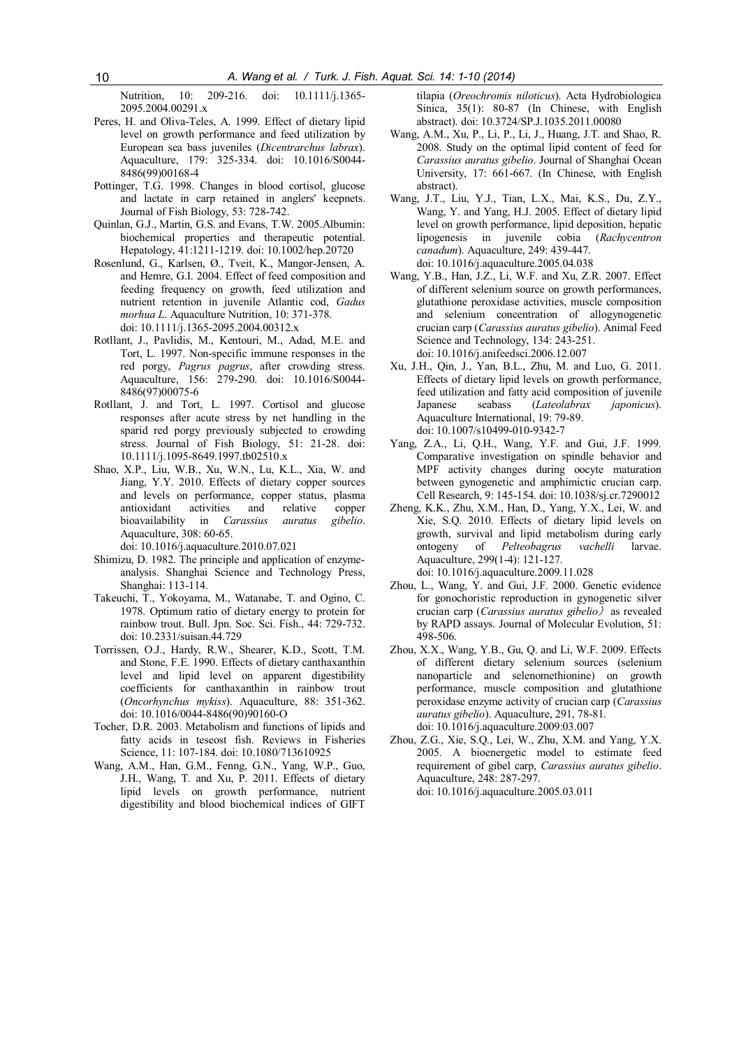Nutrition, 10: 209-216. doi: 10.1111/j.1365-2095.2004.00291.x

Peres, H. and Oliva-Teles, A. 1999. Effect of dietary lipid level on growth performance and feed utilization by European sea bass juveniles (*Dicentrarchus labrax*). Aquaculture, 179: 325-334. doi: 10.1016/S0044-8486(99)00168-4

Pottinger, T.G. 1998. Changes in blood cortisol, glucose and lactate in carp retained in anglers' keepnets. Journal of Fish Biology, 53: 728-742.

Quinlan, G.J., Martin, G.S. and Evans, T.W. 2005.Albumin: biochemical properties and therapeutic potential. Hepatology, 41:1211-1219. doi: 10.1002/hep.20720

Rosenlund, G., Karlsen, Ø., Tveit, K., Mangor-Jensen, A. and Hemre, G.I. 2004. Effect of feed composition and feeding frequency on growth, feed utilization and nutrient retention in juvenile Atlantic cod, *Gadus morhua L*. Aquaculture Nutrition, 10: 371-378. doi: 10.1111/j.1365-2095.2004.00312.x

Rotllant, J., Pavlidis, M., Kentouri, M., Adad, M.E. and Tort, L. 1997. Non-specific immune responses in the red porgy, *Pagrus pagrus*, after crowding stress. Aquaculture, 156: 279-290. doi: 10.1016/S0044-8486(97)00075-6

Rotllant, J. and Tort, L. 1997. Cortisol and glucose responses after acute stress by net handling in the sparid red porgy previously subjected to crowding stress. Journal of Fish Biology, 51: 21-28. doi: 10.1111/j.1095-8649.1997.tb02510.x

Shao, X.P., Liu, W.B., Xu, W.N., Lu, K.L., Xia, W. and Jiang, Y.Y. 2010. Effects of dietary copper sources and levels on performance, copper status, plasma antioxidant activities and relative copper bioavailability in *Carassius auratus gibelio*. Aquaculture, 308: 60-65. doi: 10.1016/j.aquaculture.2010.07.021

Shimizu, D. 1982. The principle and application of enzyme-analysis. Shanghai Science and Technology Press, Shanghai: 113-114.

Takeuchi, T., Yokoyama, M., Watanabe, T. and Ogino, C. 1978. Optimum ratio of dietary energy to protein for rainbow trout. Bull. Jpn. Soc. Sci. Fish., 44: 729-732. doi: 10.2331/suisan.44.729

Torrissen, O.J., Hardy, R.W., Shearer, K.D., Scott, T.M. and Stone, F.E. 1990. Effects of dietary canthaxanthin level and lipid level on apparent digestibility coefficients for canthaxanthin in rainbow trout (*Oncorhynchus mykiss*). Aquaculture, 88: 351-362. doi: 10.1016/0044-8486(90)90160-O

Tocher, D.R. 2003. Metabolism and functions of lipids and fatty acids in teseost fish. Reviews in Fisheries Science, 11: 107-184. doi: 10.1080/713610925

Wang, A.M., Han, G.M., Fenng, G.N., Yang, W.P., Guo, J.H., Wang, T. and Xu, P. 2011. Effects of dietary lipid levels on growth performance, nutrient digestibility and blood biochemical indices of GIFT tilapia (*Oreochromis niloticus*). Acta Hydrobiologica Sinica, 35(1): 80-87 (In Chinese, with English abstract). doi: 10.3724/SP.J.1035.2011.00080

Wang, A.M., Xu, P., Li, P., Li, J., Huang, J.T. and Shao, R. 2008. Study on the optimal lipid content of feed for *Carassius auratus gibelio*. Journal of Shanghai Ocean University, 17: 661-667. (In Chinese, with English abstract).

Wang, J.T., Liu, Y.J., Tian, L.X., Mai, K.S., Du, Z.Y., Wang, Y. and Yang, H.J. 2005. Effect of dietary lipid level on growth performance, lipid deposition, hepatic lipogenesis in juvenile cobia (*Rachycentron canadum*). Aquaculture, 249: 439-447. doi: 10.1016/j.aquaculture.2005.04.038

Wang, Y.B., Han, J.Z., Li, W.F. and Xu, Z.R. 2007. Effect of different selenium source on growth performances, glutathione peroxidase activities, muscle composition and selenium concentration of allogynogenetic crucian carp (*Carassius auratus gibelio*). Animal Feed Science and Technology, 134: 243-251. doi: 10.1016/j.anifeedsci.2006.12.007

Xu, J.H., Qin, J., Yan, B.L., Zhu, M. and Luo, G. 2011. Effects of dietary lipid levels on growth performance, feed utilization and fatty acid composition of juvenile Japanese seabass (*Lateolabrax japonicus*). Aquaculture International, 19: 79-89. doi: 10.1007/s10499-010-9342-7

Yang, Z.A., Li, Q.H., Wang, Y.F. and Gui, J.F. 1999. Comparative investigation on spindle behavior and MPF activity changes during oocyte maturation between gynogenetic and amphimictic crucian carp. Cell Research, 9: 145-154. doi: 10.1038/sj.cr.7290012

Zheng, K.K., Zhu, X.M., Han, D., Yang, Y.X., Lei, W. and Xie, S.Q. 2010. Effects of dietary lipid levels on growth, survival and lipid metabolism during early ontogeny of *Pelteobagrus vachelli* larvae. Aquaculture, 299(1-4): 121-127. doi: 10.1016/j.aquaculture.2009.11.028

Zhou, L., Wang, Y. and Gui, J.F. 2000. Genetic evidence for gonochoristic reproduction in gynogenetic silver crucian carp (*Carassius auratus gibelio*） as revealed by RAPD assays. Journal of Molecular Evolution, 51: 498-506.

Zhou, X.X., Wang, Y.B., Gu, Q. and Li, W.F. 2009. Effects of different dietary selenium sources (selenium nanoparticle and selenomethionine) on growth performance, muscle composition and glutathione peroxidase enzyme activity of crucian carp (*Carassius auratus gibelio*). Aquaculture, 291, 78-81. doi: 10.1016/j.aquaculture.2009:03.007

Zhou, Z.G., Xie, S.Q., Lei, W., Zhu, X.M. and Yang, Y.X. 2005. A bioenergetic model to estimate feed requirement of gibel carp, *Carassius auratus gibelio*. Aquaculture, 248: 287-297. doi: 10.1016/j.aquaculture.2005.03.011